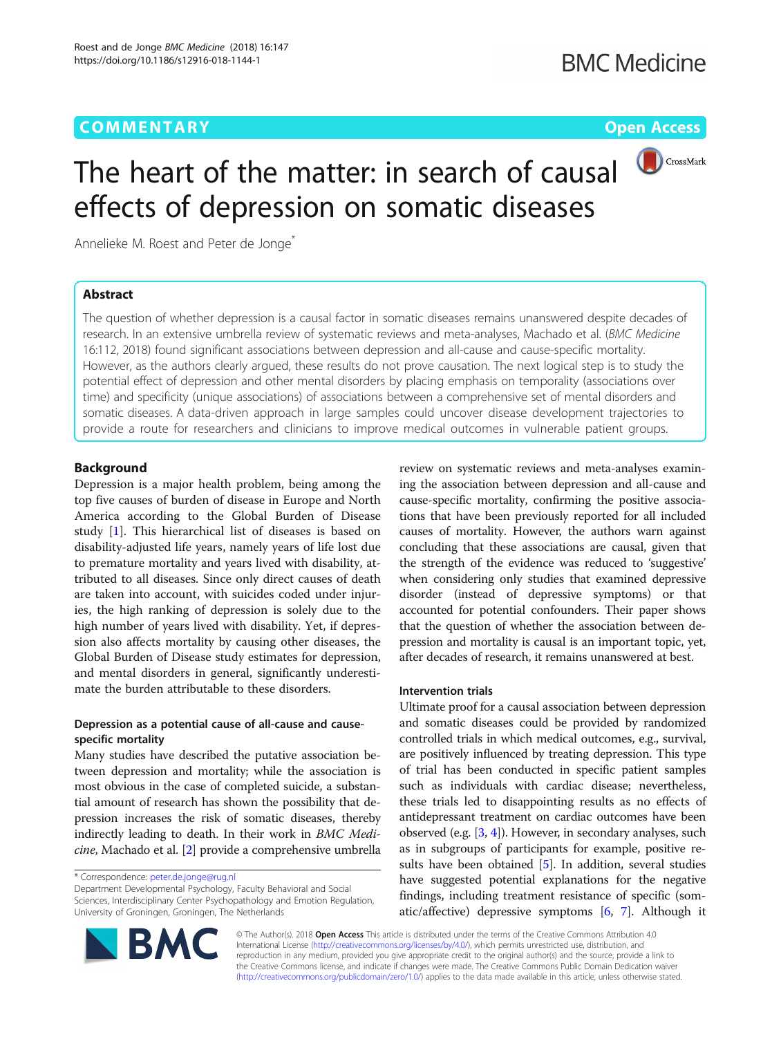COMMENTARY

# The heart of the matter: in search of causal effects of depression on somatic diseases

Annelieke M. Roest and Peter de Jonge*

## Abstract

The question of whether depression is a causal factor in somatic diseases remains unanswered despite decades of research. In an extensive umbrella review of systematic reviews and meta-analyses, Machado et al. (*BMC Medicine* 16:112, 2018) found significant associations between depression and all-cause and cause-specific mortality. However, as the authors clearly argued, these results do not prove causation. The next logical step is to study the potential effect of depression and other mental disorders by placing emphasis on temporality (associations over time) and specificity (unique associations) of associations between a comprehensive set of mental disorders and somatic diseases. A data-driven approach in large samples could uncover disease development trajectories to provide a route for researchers and clinicians to improve medical outcomes in vulnerable patient groups.

## Background

Depression is a major health problem, being among the top five causes of burden of disease in Europe and North America according to the Global Burden of Disease study [1]. This hierarchical list of diseases is based on disability-adjusted life years, namely years of life lost due to premature mortality and years lived with disability, attributed to all diseases. Since only direct causes of death are taken into account, with suicides coded under injuries, the high ranking of depression is solely due to the high number of years lived with disability. Yet, if depression also affects mortality by causing other diseases, the Global Burden of Disease study estimates for depression, and mental disorders in general, significantly underestimate the burden attributable to these disorders.

### Depression as a potential cause of all-cause and cause-specific mortality

Many studies have described the putative association between depression and mortality; while the association is most obvious in the case of completed suicide, a substantial amount of research has shown the possibility that depression increases the risk of somatic diseases, thereby indirectly leading to death. In their work in *BMC Medicine*, Machado et al. [2] provide a comprehensive umbrella review on systematic reviews and meta-analyses examining the association between depression and all-cause and cause-specific mortality, confirming the positive associations that have been previously reported for all included causes of mortality. However, the authors warn against concluding that these associations are causal, given that the strength of the evidence was reduced to 'suggestive' when considering only studies that examined depressive disorder (instead of depressive symptoms) or that accounted for potential confounders. Their paper shows that the question of whether the association between depression and mortality is causal is an important topic, yet, after decades of research, it remains unanswered at best.

### Intervention trials

Ultimate proof for a causal association between depression and somatic diseases could be provided by randomized controlled trials in which medical outcomes, e.g., survival, are positively influenced by treating depression. This type of trial has been conducted in specific patient samples such as individuals with cardiac disease; nevertheless, these trials led to disappointing results as no effects of antidepressant treatment on cardiac outcomes have been observed (e.g. [3, 4]). However, in secondary analyses, such as in subgroups of participants for example, positive results have been obtained [5]. In addition, several studies have suggested potential explanations for the negative findings, including treatment resistance of specific (somatic/affective) depressive symptoms [6, 7]. Although it

---

* Correspondence: peter.de.jonge@rug.nl
Department Developmental Psychology, Faculty Behavioral and Social Sciences, Interdisciplinary Center Psychopathology and Emotion Regulation, University of Groningen, Groningen, The Netherlands

© The Author(s). 2018 **Open Access** This article is distributed under the terms of the Creative Commons Attribution 4.0 International License (http://creativecommons.org/licenses/by/4.0/), which permits unrestricted use, distribution, and reproduction in any medium, provided you give appropriate credit to the original author(s) and the source, provide a link to the Creative Commons license, and indicate if changes were made. The Creative Commons Public Domain Dedication waiver (http://creativecommons.org/publicdomain/zero/1.0/) applies to the data made available in this article, unless otherwise stated.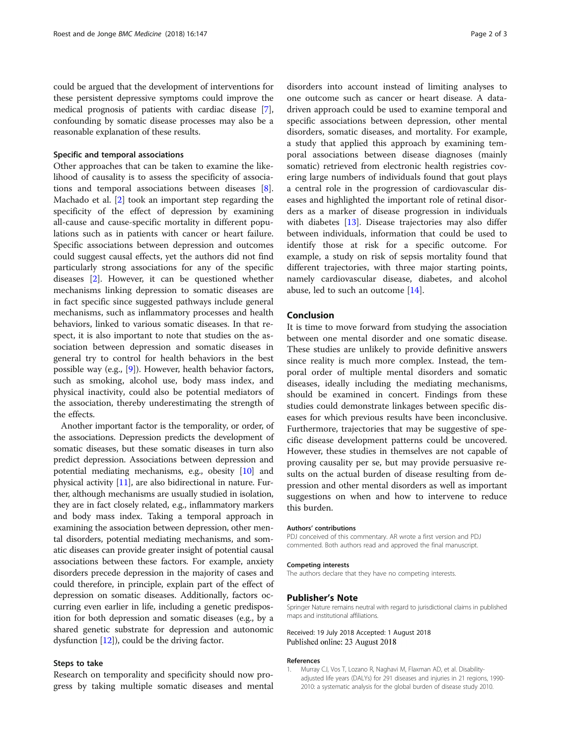could be argued that the development of interventions for these persistent depressive symptoms could improve the medical prognosis of patients with cardiac disease [7], confounding by somatic disease processes may also be a reasonable explanation of these results.

### Specific and temporal associations

Other approaches that can be taken to examine the likelihood of causality is to assess the specificity of associations and temporal associations between diseases [8]. Machado et al. [2] took an important step regarding the specificity of the effect of depression by examining all-cause and cause-specific mortality in different populations such as in patients with cancer or heart failure. Specific associations between depression and outcomes could suggest causal effects, yet the authors did not find particularly strong associations for any of the specific diseases [2]. However, it can be questioned whether mechanisms linking depression to somatic diseases are in fact specific since suggested pathways include general mechanisms, such as inflammatory processes and health behaviors, linked to various somatic diseases. In that respect, it is also important to note that studies on the association between depression and somatic diseases in general try to control for health behaviors in the best possible way (e.g., [9]). However, health behavior factors, such as smoking, alcohol use, body mass index, and physical inactivity, could also be potential mediators of the association, thereby underestimating the strength of the effects.

Another important factor is the temporality, or order, of the associations. Depression predicts the development of somatic diseases, but these somatic diseases in turn also predict depression. Associations between depression and potential mediating mechanisms, e.g., obesity [10] and physical activity [11], are also bidirectional in nature. Further, although mechanisms are usually studied in isolation, they are in fact closely related, e.g., inflammatory markers and body mass index. Taking a temporal approach in examining the association between depression, other mental disorders, potential mediating mechanisms, and somatic diseases can provide greater insight of potential causal associations between these factors. For example, anxiety disorders precede depression in the majority of cases and could therefore, in principle, explain part of the effect of depression on somatic diseases. Additionally, factors occurring even earlier in life, including a genetic predisposition for both depression and somatic diseases (e.g., by a shared genetic substrate for depression and autonomic dysfunction [12]), could be the driving factor.

### Steps to take

Research on temporality and specificity should now progress by taking multiple somatic diseases and mental disorders into account instead of limiting analyses to one outcome such as cancer or heart disease. A data-driven approach could be used to examine temporal and specific associations between depression, other mental disorders, somatic diseases, and mortality. For example, a study that applied this approach by examining temporal associations between disease diagnoses (mainly somatic) retrieved from electronic health registries covering large numbers of individuals found that gout plays a central role in the progression of cardiovascular diseases and highlighted the important role of retinal disorders as a marker of disease progression in individuals with diabetes [13]. Disease trajectories may also differ between individuals, information that could be used to identify those at risk for a specific outcome. For example, a study on risk of sepsis mortality found that different trajectories, with three major starting points, namely cardiovascular disease, diabetes, and alcohol abuse, led to such an outcome [14].

## Conclusion

It is time to move forward from studying the association between one mental disorder and one somatic disease. These studies are unlikely to provide definitive answers since reality is much more complex. Instead, the temporal order of multiple mental disorders and somatic diseases, ideally including the mediating mechanisms, should be examined in concert. Findings from these studies could demonstrate linkages between specific diseases for which previous results have been inconclusive. Furthermore, trajectories that may be suggestive of specific disease development patterns could be uncovered. However, these studies in themselves are not capable of proving causality per se, but may provide persuasive results on the actual burden of disease resulting from depression and other mental disorders as well as important suggestions on when and how to intervene to reduce this burden.

#### Authors' contributions

PDJ conceived of this commentary. AR wrote a first version and PDJ commented. Both authors read and approved the final manuscript.

#### Competing interests

The authors declare that they have no competing interests.

## Publisher's Note

Springer Nature remains neutral with regard to jurisdictional claims in published maps and institutional affiliations.

Received: 19 July 2018 Accepted: 1 August 2018
Published online: 23 August 2018

#### References

1. Murray CJ, Vos T, Lozano R, Naghavi M, Flaxman AD, et al. Disability-adjusted life years (DALYs) for 291 diseases and injuries in 21 regions, 1990-2010: a systematic analysis for the global burden of disease study 2010.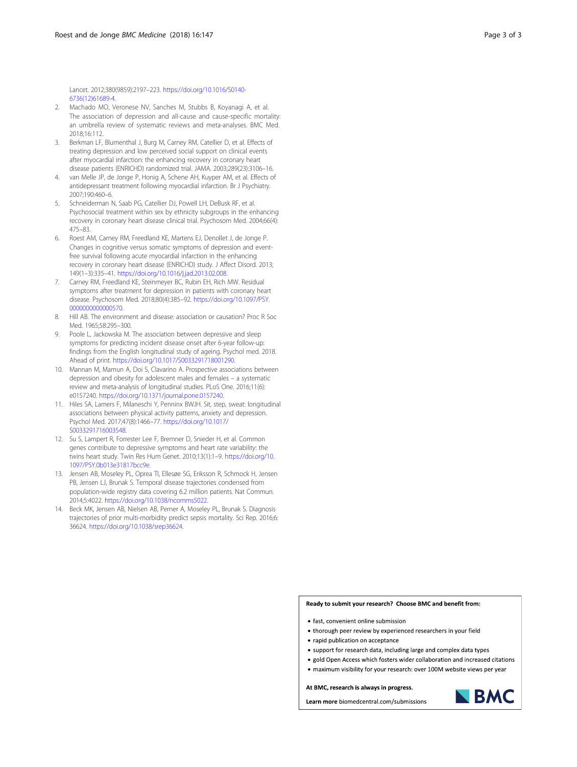Lancet. 2012;380(9859):2197–223. https://doi.org/10.1016/S0140-6736(12)61689-4.

2. Machado MO, Veronese NV, Sanches M, Stubbs B, Koyanagi A, et al. The association of depression and all-cause and cause-specific mortality: an umbrella review of systematic reviews and meta-analyses. BMC Med. 2018;16:112.
3. Berkman LF, Blumenthal J, Burg M, Carney RM, Catellier D, et al. Effects of treating depression and low perceived social support on clinical events after myocardial infarction: the enhancing recovery in coronary heart disease patients (ENRICHD) randomized trial. JAMA. 2003;289(23):3106–16.
4. van Melle JP, de Jonge P, Honig A, Schene AH, Kuyper AM, et al. Effects of antidepressant treatment following myocardial infarction. Br J Psychiatry. 2007;190:460–6.
5. Schneiderman N, Saab PG, Catellier DJ, Powell LH, DeBusk RF, et al. Psychosocial treatment within sex by ethnicity subgroups in the enhancing recovery in coronary heart disease clinical trial. Psychosom Med. 2004;66(4): 475–83.
6. Roest AM, Carney RM, Freedland KE, Martens EJ, Denollet J, de Jonge P. Changes in cognitive versus somatic symptoms of depression and event-free survival following acute myocardial infarction in the enhancing recovery in coronary heart disease (ENRICHD) study. J Affect Disord. 2013; 149(1–3):335–41. https://doi.org/10.1016/j.jad.2013.02.008.
7. Carney RM, Freedland KE, Steinmeyer BC, Rubin EH, Rich MW. Residual symptoms after treatment for depression in patients with coronary heart disease. Psychosom Med. 2018;80(4):385–92. https://doi.org/10.1097/PSY.0000000000000570.
8. Hill AB. The environment and disease: association or causation? Proc R Soc Med. 1965;58:295–300.
9. Poole L, Jackowska M. The association between depressive and sleep symptoms for predicting incident disease onset after 6-year follow-up: findings from the English longitudinal study of ageing. Psychol med. 2018. Ahead of print. https://doi.org/10.1017/S0033291718001290.
10. Mannan M, Mamun A, Doi S, Clavarino A. Prospective associations between depression and obesity for adolescent males and females – a systematic review and meta-analysis of longitudinal studies. PLoS One. 2016;11(6): e0157240. https://doi.org/10.1371/journal.pone.0157240.
11. Hiles SA, Lamers F, Milaneschi Y, Penninx BWJH. Sit, step, sweat: longitudinal associations between physical activity patterns, anxiety and depression. Psychol Med. 2017;47(8):1466–77. https://doi.org/10.1017/S0033291716003548.
12. Su S, Lampert R, Forrester Lee F, Bremner D, Snieder H, et al. Common genes contribute to depressive symptoms and heart rate variability: the twins heart study. Twin Res Hum Genet. 2010;13(1):1–9. https://doi.org/10.1097/PSY.0b013e31817bcc9e.
13. Jensen AB, Moseley PL, Oprea TI, Ellesøe SG, Eriksson R, Schmock H, Jensen PB, Jensen LJ, Brunak S. Temporal disease trajectories condensed from population-wide registry data covering 6.2 million patients. Nat Commun. 2014;5:4022. https://doi.org/10.1038/ncomms5022.
14. Beck MK, Jensen AB, Nielsen AB, Perner A, Moseley PL, Brunak S. Diagnosis trajectories of prior multi-morbidity predict sepsis mortality. Sci Rep. 2016;6: 36624. https://doi.org/10.1038/srep36624.

**Ready to submit your research? Choose BMC and benefit from:**

- fast, convenient online submission
- thorough peer review by experienced researchers in your field
- rapid publication on acceptance
- support for research data, including large and complex data types
- gold Open Access which fosters wider collaboration and increased citations
- maximum visibility for your research: over 100M website views per year

**At BMC, research is always in progress.**

**Learn more** biomedcentral.com/submissions

BMC